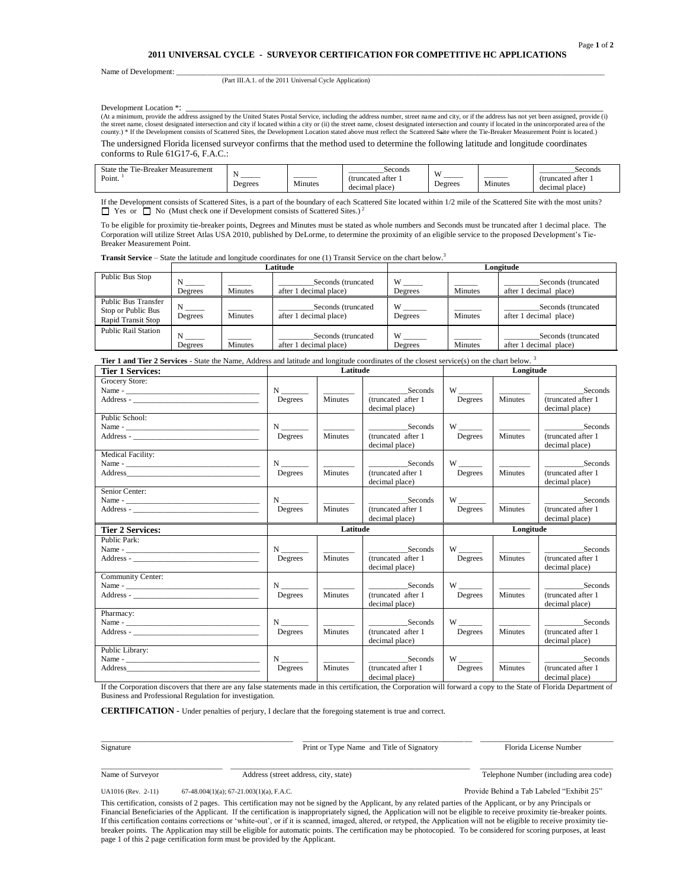# 2011 UNIVERSAL CYCLE - SURVEYOR CERTIFICATION FOR COMPETITIVE HC APPLICATIONS

Name of Development: ___________________________________________________________________________

(Part III.A.1. of the 2011 Universal Cycle Application)

Development Location *: ___________________________________________________________________________

(At a minimum, provide the address assigned by the United States Postal Service, including the address number, street name and city, or if the address has not yet been assigned, provide (i) the street name, closest designated intersection and city if located within a city or (ii) the street name, closest designated intersection and county if located in the unincorporated area of the county.) * If the Development consists of Scattered Sites, the Development Location stated above must reflect the Scattered Site where the Tie-Breaker Measurement Point is located.)

The undersigned Florida licensed surveyor confirms that the method used to determine the following latitude and longitude coordinates conforms to Rule 61G17-6, F.A.C.:

| State the Tie-Breaker Measurement Point. [1] | N _____ Degrees | _____ Minutes | _________Seconds (truncated after 1 decimal place) | W _____ Degrees | _____ Minutes | _________Seconds (truncated after 1 decimal place) |
|---|---|---|---|---|---|---|

If the Development consists of Scattered Sites, is a part of the boundary of each Scattered Site located within 1/2 mile of the Scattered Site with the most units?
☐ Yes or ☐ No (Must check one if Development consists of Scattered Sites.) [2]

To be eligible for proximity tie-breaker points, Degrees and Minutes must be stated as whole numbers and Seconds must be truncated after 1 decimal place. The Corporation will utilize Street Atlas USA 2010, published by DeLorme, to determine the proximity of an eligible service to the proposed Development's Tie-Breaker Measurement Point.

**Transit Service** – State the latitude and longitude coordinates for one (1) Transit Service on the chart below.[3]

| | Latitude | | | Longitude | | |
|---|---|---|---|---|---|---|
| Public Bus Stop | N _____ Degrees | _____ Minutes | _________Seconds (truncated after 1 decimal place) | W _____ Degrees | _____ Minutes | _________Seconds (truncated after 1 decimal place) |
| Public Bus Transfer Stop or Public Bus Rapid Transit Stop | N _____ Degrees | _____ Minutes | _________Seconds (truncated after 1 decimal place) | W _____ Degrees | _____ Minutes | _________Seconds (truncated after 1 decimal place) |
| Public Rail Station | N _____ Degrees | _____ Minutes | _________Seconds (truncated after 1 decimal place) | W _____ Degrees | _____ Minutes | _________Seconds (truncated after 1 decimal place) |

**Tier 1 and Tier 2 Services** - State the Name, Address and latitude and longitude coordinates of the closest service(s) on the chart below. [3]

| **Tier 1 Services:** | Latitude | | | Longitude | | |
|---|---|---|---|---|---|---|
| Grocery Store: Name - ______________ Address - ______________ | N _____ Degrees | _____ Minutes | _________Seconds (truncated after 1 decimal place) | W _____ Degrees | _____ Minutes | _________Seconds (truncated after 1 decimal place) |
| Public School: Name - ______________ Address - ______________ | N _____ Degrees | _____ Minutes | _________Seconds (truncated after 1 decimal place) | W _____ Degrees | _____ Minutes | _________Seconds (truncated after 1 decimal place) |
| Medical Facility: Name - ______________ Address______________ | N _____ Degrees | _____ Minutes | _________Seconds (truncated after 1 decimal place) | W _____ Degrees | _____ Minutes | _________Seconds (truncated after 1 decimal place) |
| Senior Center: Name - ______________ Address - ______________ | N _____ Degrees | _____ Minutes | _________Seconds (truncated after 1 decimal place) | W _____ Degrees | _____ Minutes | _________Seconds (truncated after 1 decimal place) |
| **Tier 2 Services:** | **Latitude** | | | **Longitude** | | |
| Public Park: Name - ______________ Address - ______________ | N _____ Degrees | _____ Minutes | _________Seconds (truncated after 1 decimal place) | W _____ Degrees | _____ Minutes | _________Seconds (truncated after 1 decimal place) |
| Community Center: Name - ______________ Address - ______________ | N _____ Degrees | _____ Minutes | _________Seconds (truncated after 1 decimal place) | W _____ Degrees | _____ Minutes | _________Seconds (truncated after 1 decimal place) |
| Pharmacy: Name - ______________ Address - ______________ | N _____ Degrees | _____ Minutes | _________Seconds (truncated after 1 decimal place) | W _____ Degrees | _____ Minutes | _________Seconds (truncated after 1 decimal place) |
| Public Library: Name - ______________ Address______________ | N _____ Degrees | _____ Minutes | _________Seconds (truncated after 1 decimal place) | W _____ Degrees | _____ Minutes | _________Seconds (truncated after 1 decimal place) |

If the Corporation discovers that there are any false statements made in this certification, the Corporation will forward a copy to the State of Florida Department of Business and Professional Regulation for investigation.

**CERTIFICATION** - Under penalties of perjury, I declare that the foregoing statement is true and correct.

| _______________________ | _______________________ | _______________________ |
|---|---|---|
| Signature | Print or Type Name and Title of Signatory | Florida License Number |
| _______________________ | _______________________ | _______________________ |
| Name of Surveyor | Address (street address, city, state) | Telephone Number (including area code) |

UA1016 (Rev. 2-11) 67-48.004(1)(a); 67-21.003(1)(a), F.A.C. Provide Behind a Tab Labeled "Exhibit 25"

This certification, consists of 2 pages. This certification may not be signed by the Applicant, by any related parties of the Applicant, or by any Principals or Financial Beneficiaries of the Applicant. If the certification is inappropriately signed, the Application will not be eligible to receive proximity tie-breaker points. If this certification contains corrections or 'white-out', or if it is scanned, imaged, altered, or retyped, the Application will not be eligible to receive proximity tie-breaker points. The Application may still be eligible for automatic points. The certification may be photocopied. To be considered for scoring purposes, at least page 1 of this 2 page certification form must be provided by the Applicant.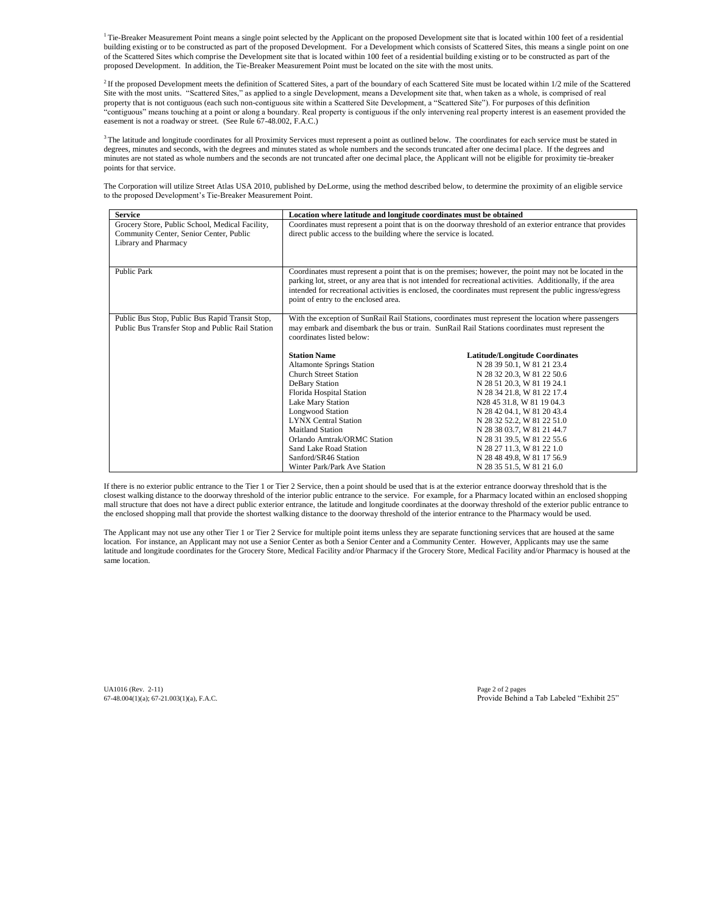[1] Tie-Breaker Measurement Point means a single point selected by the Applicant on the proposed Development site that is located within 100 feet of a residential building existing or to be constructed as part of the proposed Development. For a Development which consists of Scattered Sites, this means a single point on one of the Scattered Sites which comprise the Development site that is located within 100 feet of a residential building existing or to be constructed as part of the proposed Development. In addition, the Tie-Breaker Measurement Point must be located on the site with the most units.

[2] If the proposed Development meets the definition of Scattered Sites, a part of the boundary of each Scattered Site must be located within 1/2 mile of the Scattered Site with the most units. "Scattered Sites," as applied to a single Development, means a Development site that, when taken as a whole, is comprised of real property that is not contiguous (each such non-contiguous site within a Scattered Site Development, a "Scattered Site"). For purposes of this definition "contiguous" means touching at a point or along a boundary. Real property is contiguous if the only intervening real property interest is an easement provided the easement is not a roadway or street. (See Rule 67-48.002, F.A.C.)

[3] The latitude and longitude coordinates for all Proximity Services must represent a point as outlined below. The coordinates for each service must be stated in degrees, minutes and seconds, with the degrees and minutes stated as whole numbers and the seconds truncated after one decimal place. If the degrees and minutes are not stated as whole numbers and the seconds are not truncated after one decimal place, the Applicant will not be eligible for proximity tie-breaker points for that service.

The Corporation will utilize Street Atlas USA 2010, published by DeLorme, using the method described below, to determine the proximity of an eligible service to the proposed Development's Tie-Breaker Measurement Point.

| Service | Location where latitude and longitude coordinates must be obtained | |
|---|---|---|
| Grocery Store, Public School, Medical Facility, Community Center, Senior Center, Public Library and Pharmacy | Coordinates must represent a point that is on the doorway threshold of an exterior entrance that provides direct public access to the building where the service is located. | |
| Public Park | Coordinates must represent a point that is on the premises; however, the point may not be located in the parking lot, street, or any area that is not intended for recreational activities. Additionally, if the area intended for recreational activities is enclosed, the coordinates must represent the public ingress/egress point of entry to the enclosed area. | |
| Public Bus Stop, Public Bus Rapid Transit Stop, Public Bus Transfer Stop and Public Rail Station | With the exception of SunRail Rail Stations, coordinates must represent the location where passengers may embark and disembark the bus or train. SunRail Rail Stations coordinates must represent the coordinates listed below: | |
| | **Station Name** | **Latitude/Longitude Coordinates** |
| | Altamonte Springs Station | N 28 39 50.1, W 81 21 23.4 |
| | Church Street Station | N 28 32 20.3, W 81 22 50.6 |
| | DeBary Station | N 28 51 20.3, W 81 19 24.1 |
| | Florida Hospital Station | N 28 34 21.8, W 81 22 17.4 |
| | Lake Mary Station | N28 45 31.8, W 81 19 04.3 |
| | Longwood Station | N 28 42 04.1, W 81 20 43.4 |
| | LYNX Central Station | N 28 32 52.2, W 81 22 51.0 |
| | Maitland Station | N 28 38 03.7, W 81 21 44.7 |
| | Orlando Amtrak/ORMC Station | N 28 31 39.5, W 81 22 55.6 |
| | Sand Lake Road Station | N 28 27 11.3, W 81 22 1.0 |
| | Sanford/SR46 Station | N 28 48 49.8, W 81 17 56.9 |
| | Winter Park/Park Ave Station | N 28 35 51.5, W 81 21 6.0 |

If there is no exterior public entrance to the Tier 1 or Tier 2 Service, then a point should be used that is at the exterior entrance doorway threshold that is the closest walking distance to the doorway threshold of the interior public entrance to the service. For example, for a Pharmacy located within an enclosed shopping mall structure that does not have a direct public exterior entrance, the latitude and longitude coordinates at the doorway threshold of the exterior public entrance to the enclosed shopping mall that provide the shortest walking distance to the doorway threshold of the interior entrance to the Pharmacy would be used.

The Applicant may not use any other Tier 1 or Tier 2 Service for multiple point items unless they are separate functioning services that are housed at the same location. For instance, an Applicant may not use a Senior Center as both a Senior Center and a Community Center. However, Applicants may use the same latitude and longitude coordinates for the Grocery Store, Medical Facility and/or Pharmacy if the Grocery Store, Medical Facility and/or Pharmacy is housed at the same location.

UA1016 (Rev. 2-11)
67-48.004(1)(a); 67-21.003(1)(a), F.A.C.

Provide Behind a Tab Labeled "Exhibit 25"